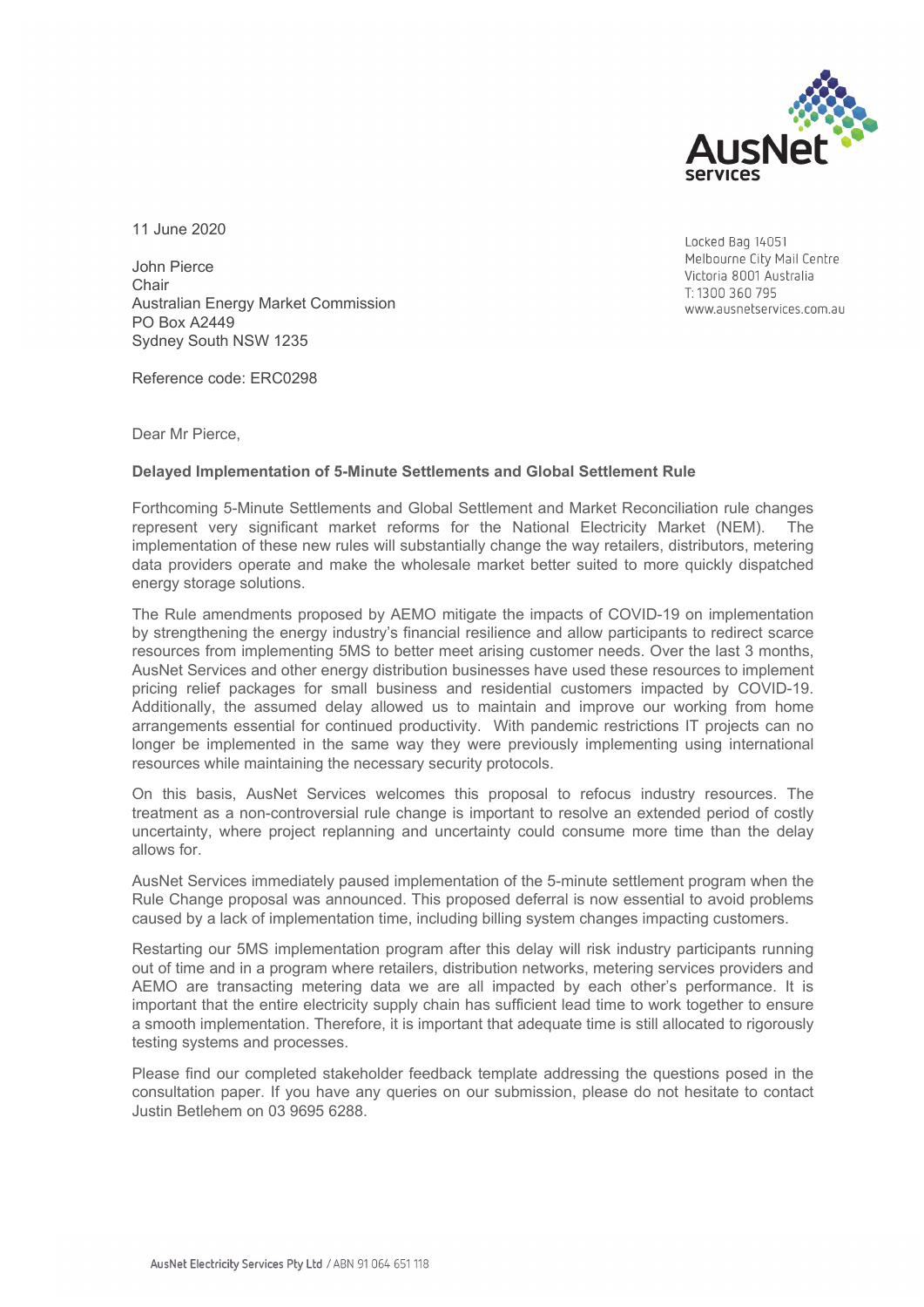11 June 2020

Locked Bag 14051
Melbourne City Mail Centre
Victoria 8001 Australia
T: 1300 360 795
www.ausnetservices.com.au

John Pierce
Chair
Australian Energy Market Commission
PO Box A2449
Sydney South NSW 1235

Reference code: ERC0298

Dear Mr Pierce,

**Delayed Implementation of 5-Minute Settlements and Global Settlement Rule**

Forthcoming 5-Minute Settlements and Global Settlement and Market Reconciliation rule changes represent very significant market reforms for the National Electricity Market (NEM). The implementation of these new rules will substantially change the way retailers, distributors, metering data providers operate and make the wholesale market better suited to more quickly dispatched energy storage solutions.

The Rule amendments proposed by AEMO mitigate the impacts of COVID-19 on implementation by strengthening the energy industry's financial resilience and allow participants to redirect scarce resources from implementing 5MS to better meet arising customer needs. Over the last 3 months, AusNet Services and other energy distribution businesses have used these resources to implement pricing relief packages for small business and residential customers impacted by COVID-19. Additionally, the assumed delay allowed us to maintain and improve our working from home arrangements essential for continued productivity. With pandemic restrictions IT projects can no longer be implemented in the same way they were previously implementing using international resources while maintaining the necessary security protocols.

On this basis, AusNet Services welcomes this proposal to refocus industry resources. The treatment as a non-controversial rule change is important to resolve an extended period of costly uncertainty, where project replanning and uncertainty could consume more time than the delay allows for.

AusNet Services immediately paused implementation of the 5-minute settlement program when the Rule Change proposal was announced. This proposed deferral is now essential to avoid problems caused by a lack of implementation time, including billing system changes impacting customers.

Restarting our 5MS implementation program after this delay will risk industry participants running out of time and in a program where retailers, distribution networks, metering services providers and AEMO are transacting metering data we are all impacted by each other's performance. It is important that the entire electricity supply chain has sufficient lead time to work together to ensure a smooth implementation. Therefore, it is important that adequate time is still allocated to rigorously testing systems and processes.

Please find our completed stakeholder feedback template addressing the questions posed in the consultation paper. If you have any queries on our submission, please do not hesitate to contact Justin Betlehem on 03 9695 6288.

AusNet Electricity Services Pty Ltd / ABN 91 064 651 118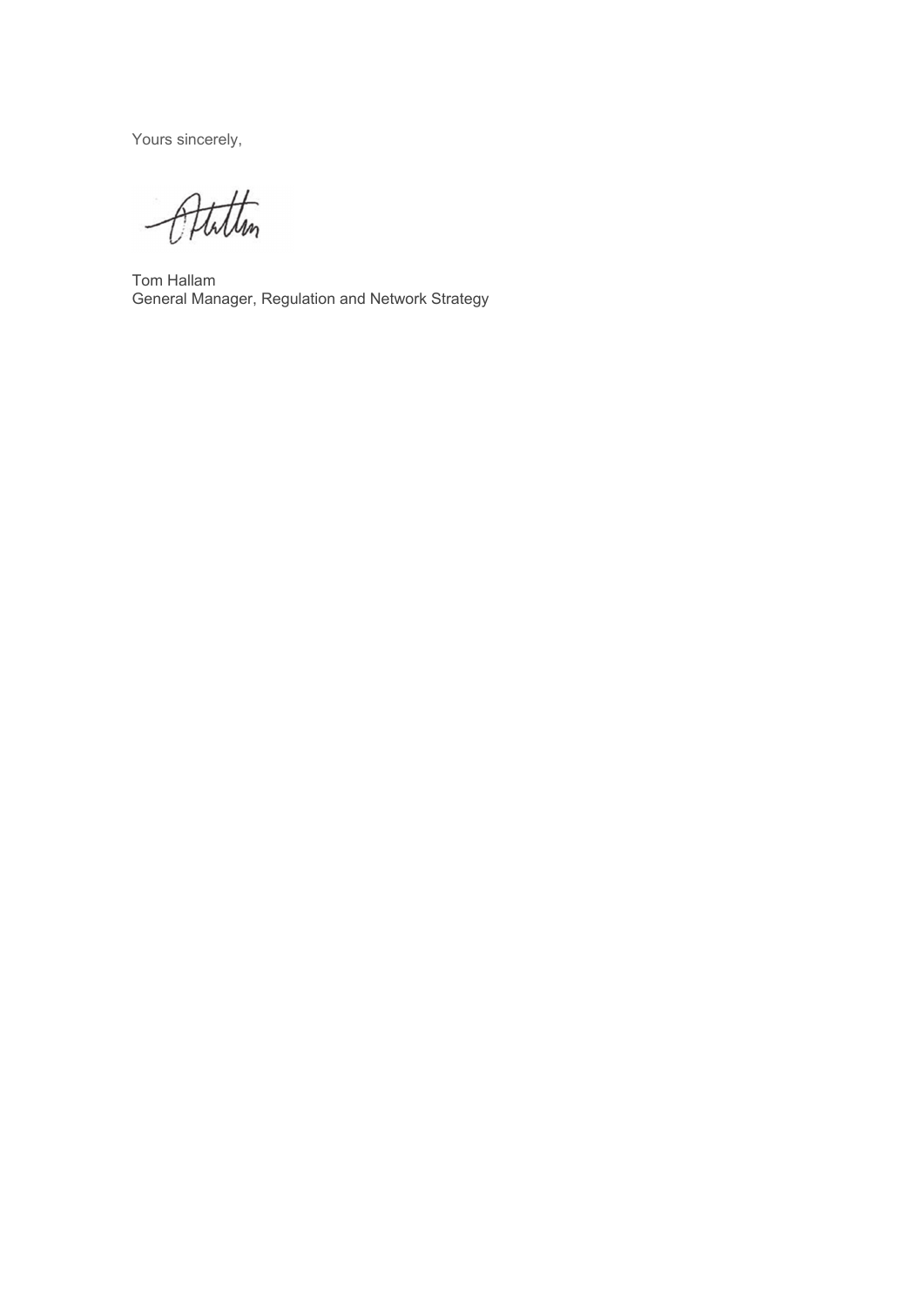Yours sincerely,

Tom Hallam
General Manager, Regulation and Network Strategy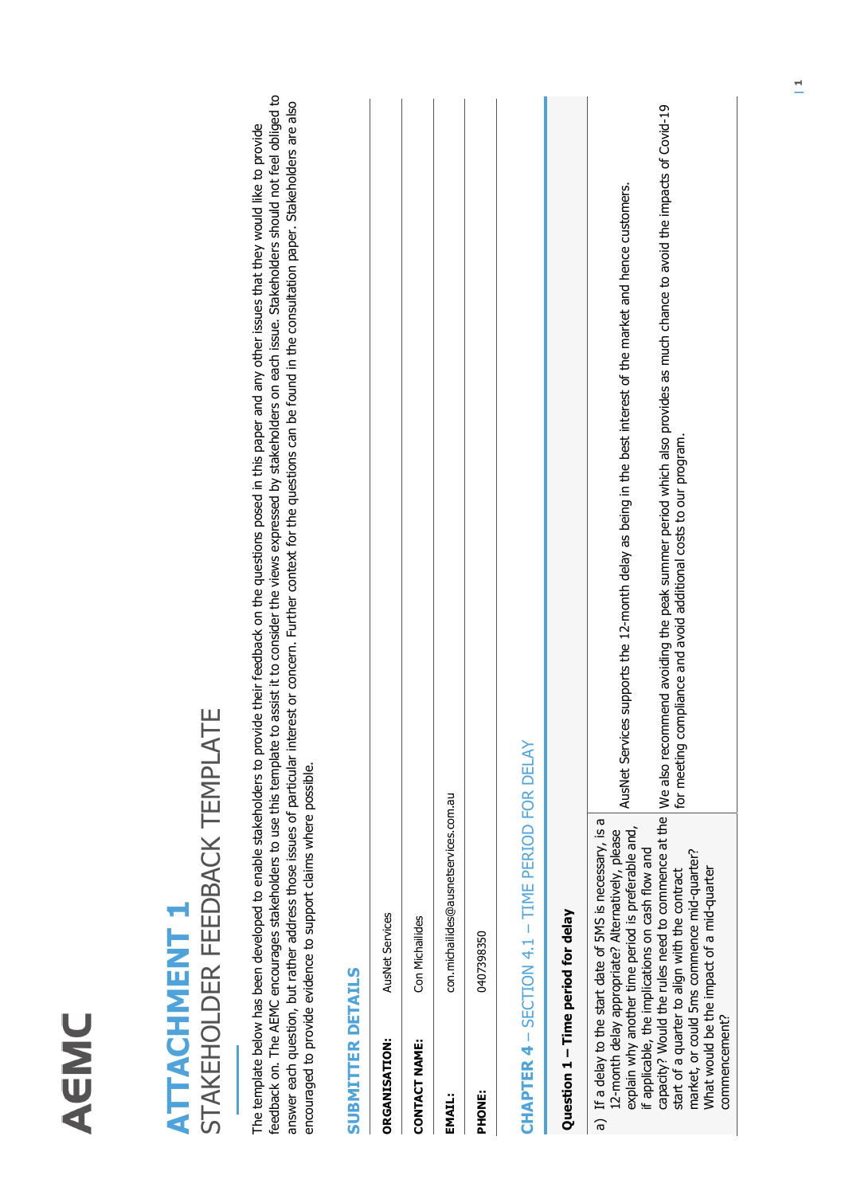# ATTACHMENT 1

## STAKEHOLDER FEEDBACK TEMPLATE

The template below has been developed to enable stakeholders to provide their feedback on the questions posed in this paper and any other issues that they would like to provide feedback on. The AEMC encourages stakeholders to use this template to assist it to consider the views expressed by stakeholders on each issue. Stakeholders should not feel obliged to answer each question, but rather address those issues of particular interest or concern. Further context for the questions can be found in the consultation paper. Stakeholders are also encouraged to provide evidence to support claims where possible.

### SUBMITTER DETAILS

| | |
|---|---|
| **ORGANISATION:** | AusNet Services |
| **CONTACT NAME:** | Con Michailides |
| **EMAIL:** | con.michailides@ausnetservices.com.au |
| **PHONE:** | 0407398350 |

### CHAPTER 4 – SECTION 4.1 – TIME PERIOD FOR DELAY

| **Question 1 – Time period for delay** | |
|---|---|
| a) If a delay to the start date of 5MS is necessary, is a 12-month delay appropriate? Alternatively, please explain why another time period is preferable and, if applicable, the implications on cash flow and capacity? Would the rules need to commence at the start of a quarter to align with the contract market, or could 5ms commence mid-quarter? What would be the impact of a mid-quarter commencement? | AusNet Services supports the 12-month delay as being in the best interest of the market and hence customers.<br><br>We also recommend avoiding the peak summer period which also provides as much chance to avoid the impacts of Covid-19 for meeting compliance and avoid additional costs to our program. |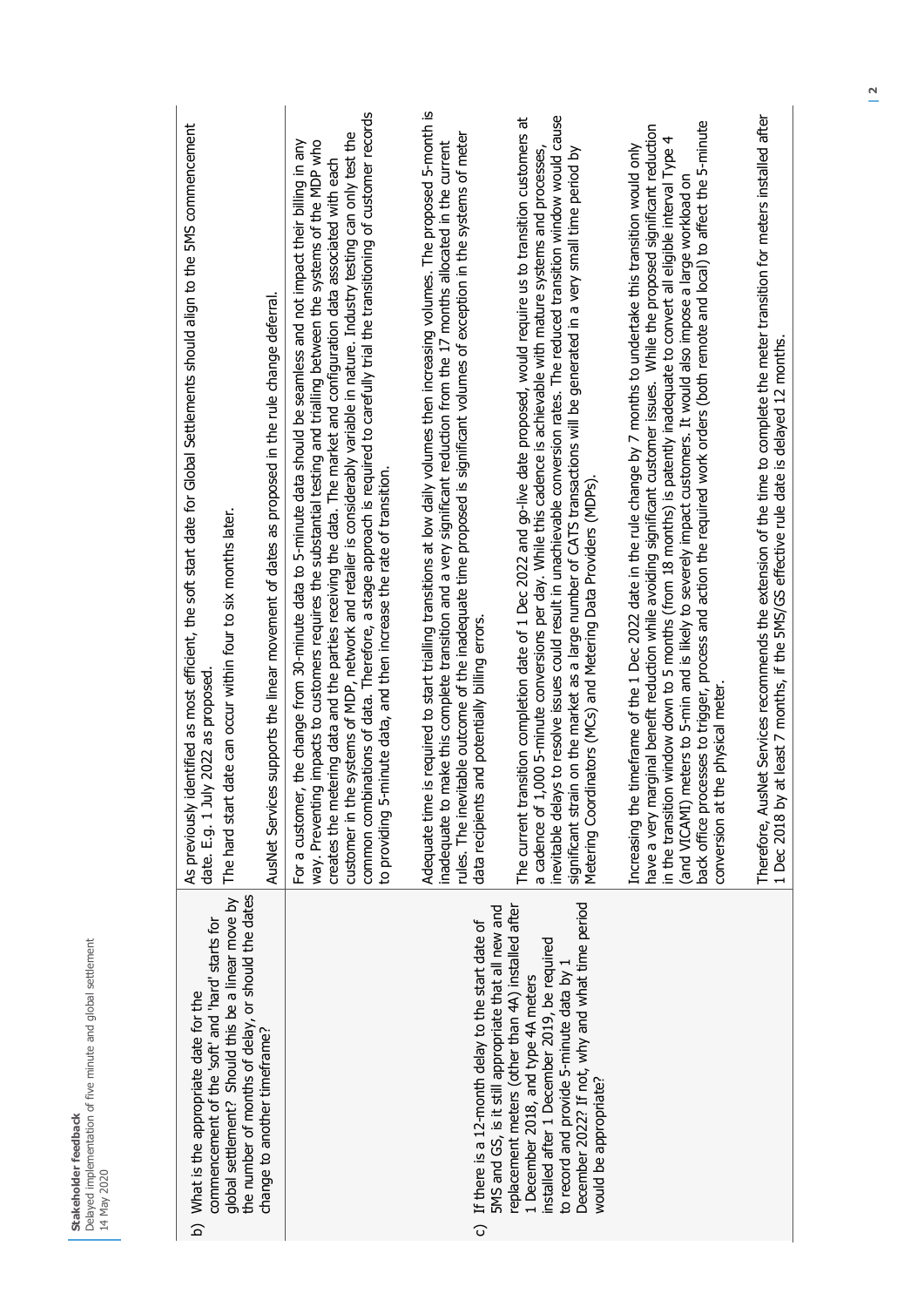| | |
|---|---|
| b) What is the appropriate date for the commencement of the 'soft' and 'hard' starts for global settlement? Should this be a linear move by the number of months of delay, or should the dates change to another timeframe? | As previously identified as most efficient, the soft start date for Global Settlements should align to the 5MS commencement date. E.g. 1 July 2022 as proposed.<br><br>The hard start date can occur within four to six months later. |
| c) If there is a 12-month delay to the start date of 5MS and GS, is it still appropriate that all new and replacement meters (other than 4A) installed after 1 December 2018, and type 4A meters installed after 1 December 2019, be required to record and provide 5-minute data by 1 December 2022? If not, why and what time period would be appropriate? | AusNet Services supports the linear movement of dates as proposed in the rule change deferral.<br><br>For a customer, the change from 30-minute data to 5-minute data should be seamless and not impact their billing in any way. Preventing impacts to customers requires the substantial testing and trialling between the systems of the MDP who creates the metering data and the parties receiving the data. The market and configuration data associated with each customer in the systems of MDP, network and retailer is considerably variable in nature. Industry testing can only test the common combinations of data. Therefore, a stage approach is required to carefully trial the transitioning of customer records to providing 5-minute data, and then increase the rate of transition.<br><br>Adequate time is required to start trialling transitions at low daily volumes then increasing volumes. The proposed 5-month is inadequate to make this complete transition and a very significant reduction from the 17 months allocated in the current rules. The inevitable outcome of the inadequate time proposed is significant volumes of exception in the systems of meter data recipients and potentially billing errors.<br><br>The current transition completion date of 1 Dec 2022 and go-live date proposed, would require us to transition customers at a cadence of 1,000 5-minute conversions per day. While this cadence is achievable with mature systems and processes, inevitable delays to resolve issues could result in unachievable conversion rates. The reduced transition window would cause significant strain on the market as a large number of CATS transactions will be generated in a very small time period by Metering Coordinators (MCs) and Metering Data Providers (MDPs).<br><br>Increasing the timeframe of the 1 Dec 2022 date in the rule change by 7 months to undertake this transition would only have a very marginal benefit reduction while avoiding significant customer issues. While the proposed significant reduction in the transition window down to 5 months (from 18 months) is patently inadequate to convert all eligible interval Type 4 (and VICAMI) meters to 5-min and is likely to severely impact customers. It would also impose a large workload on back office processes to trigger, process and action the required work orders (both remote and local) to affect the 5-minute conversion at the physical meter.<br><br>Therefore, AusNet Services recommends the extension of the time to complete the meter transition for meters installed after 1 Dec 2018 by at least 7 months, if the 5MS/GS effective rule date is delayed 12 months. |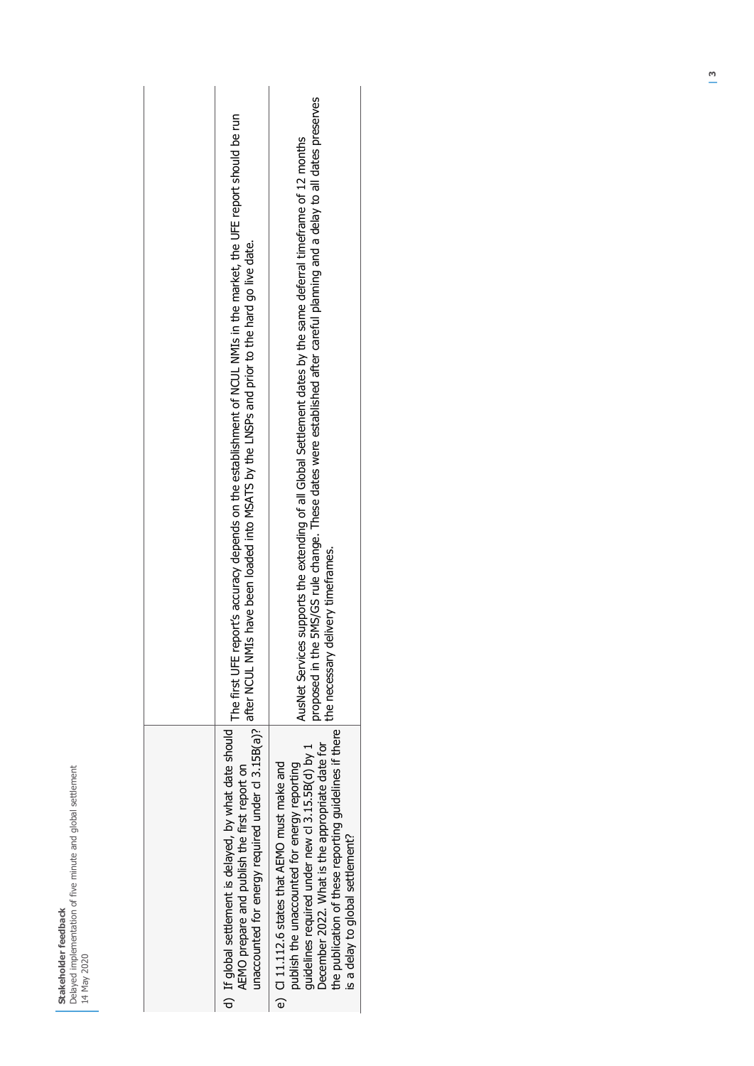| | |
|---|---|
| d) If global settlement is delayed, by what date should AEMO prepare and publish the first report on unaccounted for energy required under cl 3.15B(a)? | The first UFE report's accuracy depends on the establishment of NCUL NMIs in the market, the UFE report should be run after NCUL NMIs have been loaded into MSATS by the LNSPs and prior to the hard go live date. |
| e) Cl 11.112.6 states that AEMO must make and publish the unaccounted for energy reporting guidelines required under new cl 3.15.5B(d) by 1 December 2022. What is the appropriate date for the publication of these reporting guidelines if there is a delay to global settlement? | AusNet Services supports the extending of all Global Settlement dates by the same deferral timeframe of 12 months proposed in the 5MS/GS rule change. These dates were established after careful planning and a delay to all dates preserves the necessary delivery timeframes. |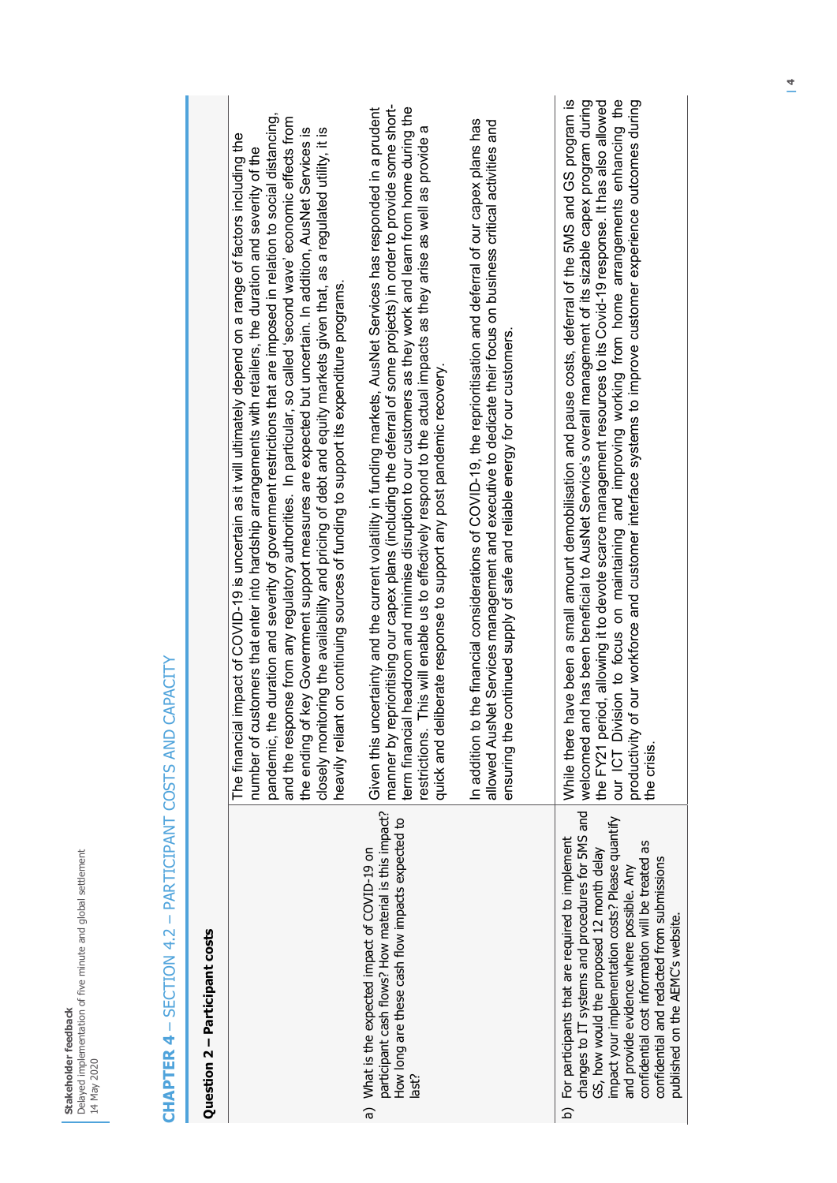## CHAPTER 4 – SECTION 4.2 – PARTICIPANT COSTS AND CAPACITY

| Question 2 – Participant costs | |
|---|---|
| | The financial impact of COVID-19 is uncertain as it will ultimately depend on a range of factors including the number of customers that enter into hardship arrangements with retailers, the duration and severity of the pandemic, the duration and severity of government restrictions that are imposed in relation to social distancing, and the response from any regulatory authorities. In particular, so called 'second wave' economic effects from the ending of key Government support measures are expected but uncertain. In addition, AusNet Services is closely monitoring the availability and pricing of debt and equity markets given that, as a regulated utility, it is heavily reliant on continuing sources of funding to support its expenditure programs. |
| a) What is the expected impact of COVID-19 on participant cash flows? How material is this impact? How long are these cash flow impacts expected to last? | Given this uncertainty and the current volatility in funding markets, AusNet Services has responded in a prudent manner by reprioritising our capex plans (including the deferral of some projects) in order to provide some short-term financial headroom and minimise disruption to our customers as they work and learn from home during the restrictions. This will enable us to effectively respond to the actual impacts as they arise as well as provide a quick and deliberate response to support any post pandemic recovery.<br><br>In addition to the financial considerations of COVID-19, the reprioritisation and deferral of our capex plans has allowed AusNet Services management and executive to dedicate their focus on business critical activities and ensuring the continued supply of safe and reliable energy for our customers. |
| b) For participants that are required to implement changes to IT systems and procedures for 5MS and GS, how would the proposed 12 month delay impact your implementation costs? Please quantify and provide evidence where possible. Any confidential cost information will be treated as confidential and redacted from submissions published on the AEMC's website. | While there have been a small amount demobilisation and pause costs, deferral of the 5MS and GS program is welcomed and has been beneficial to AusNet Service's overall management of its sizable capex program during the FY21 period, allowing it to devote scarce management resources to its Covid-19 response. It has also allowed our ICT Division to focus on maintaining and improving working from home arrangements enhancing the productivity of our workforce and customer interface systems to improve customer experience outcomes during the crisis. |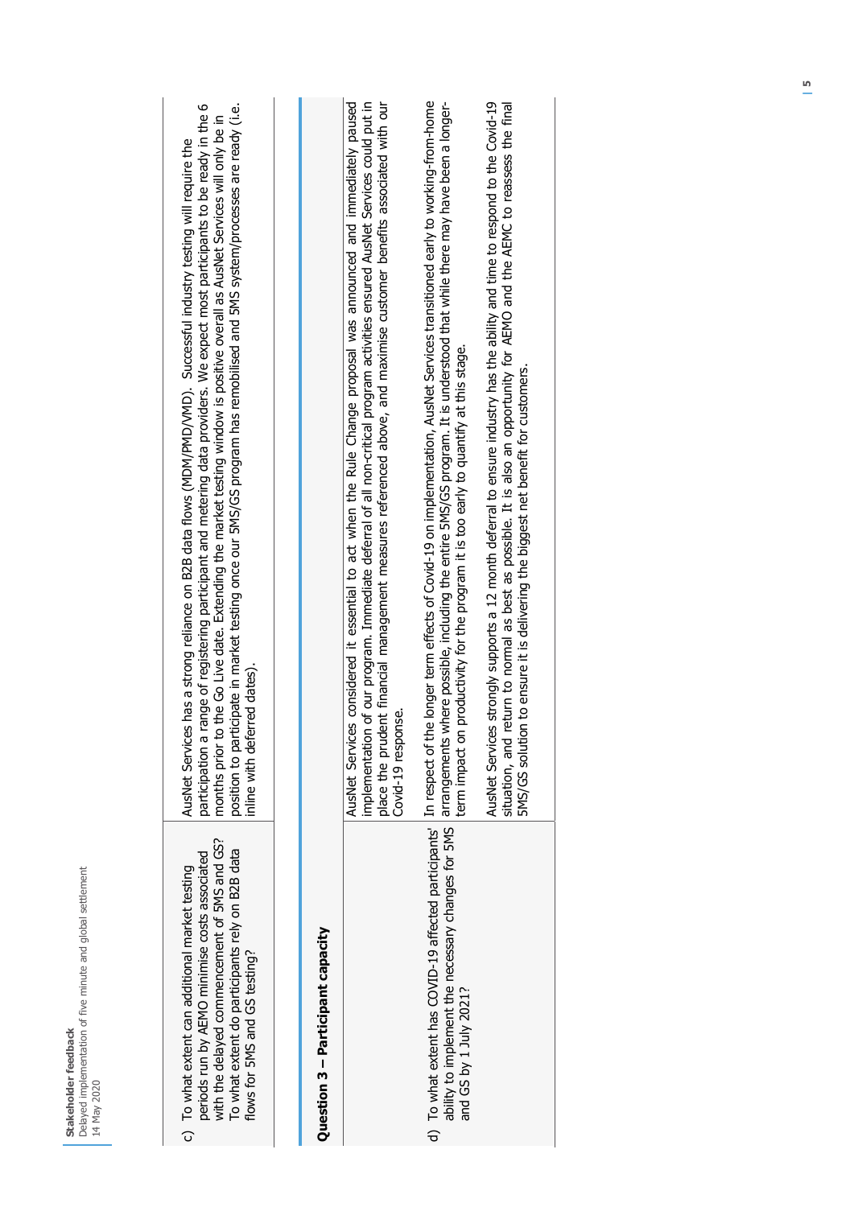| | |
|---|---|
| c) To what extent can additional market testing periods run by AEMO minimise costs associated with the delayed commencement of 5MS and GS? To what extent do participants rely on B2B data flows for 5MS and GS testing? | AusNet Services has a strong reliance on B2B data flows (MDM/PMD/VMD). Successful industry testing will require the participation a range of registering participant and metering data providers. We expect most participants to be ready in the 6 months prior to the Go Live date. Extending the market testing window is positive overall as AusNet Services will only be in position to participate in market testing once our 5MS/GS program has remobilised and 5MS system/processes are ready (i.e. inline with deferred dates). |

## Question 3 – Participant capacity

| | |
|---|---|
| | AusNet Services considered it essential to act when the Rule Change proposal was announced and immediately paused implementation of our program. Immediate deferral of all non-critical program activities ensured AusNet Services could put in place the prudent financial management measures referenced above, and maximise customer benefits associated with our Covid-19 response. |
| d) To what extent has COVID-19 affected participants' ability to implement the necessary changes for 5MS and GS by 1 July 2021? | In respect of the longer term effects of Covid-19 on implementation, AusNet Services transitioned early to working-from-home arrangements where possible, including the entire 5MS/GS program. It is understood that while there may have been a longer-term impact on productivity for the program it is too early to quantify at this stage.<br><br>AusNet Services strongly supports a 12 month deferral to ensure industry has the ability and time to respond to the Covid-19 situation, and return to normal as best as possible. It is also an opportunity for AEMO and the AEMC to reassess the final 5MS/GS solution to ensure it is delivering the biggest net benefit for customers. |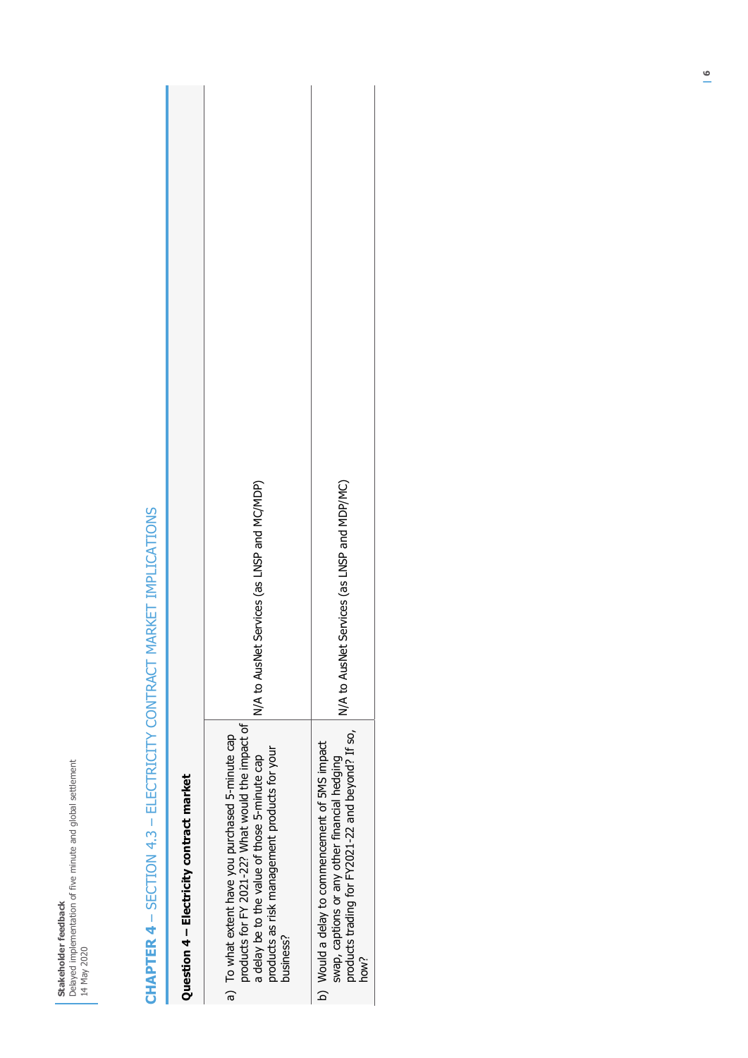# CHAPTER 4 – SECTION 4.3 – ELECTRICITY CONTRACT MARKET IMPLICATIONS

| Question 4 – Electricity contract market | |
| --- | --- |
| a) To what extent have you purchased 5-minute cap products for FY 2021-22? What would the impact of a delay be to the value of those 5-minute cap products as risk management products for your business? | N/A to AusNet Services (as LNSP and MC/MDP) |
| b) Would a delay to commencement of 5MS impact swap, captions or any other financial hedging products trading for FY2021-22 and beyond? If so, how? | N/A to AusNet Services (as LNSP and MDP/MC) |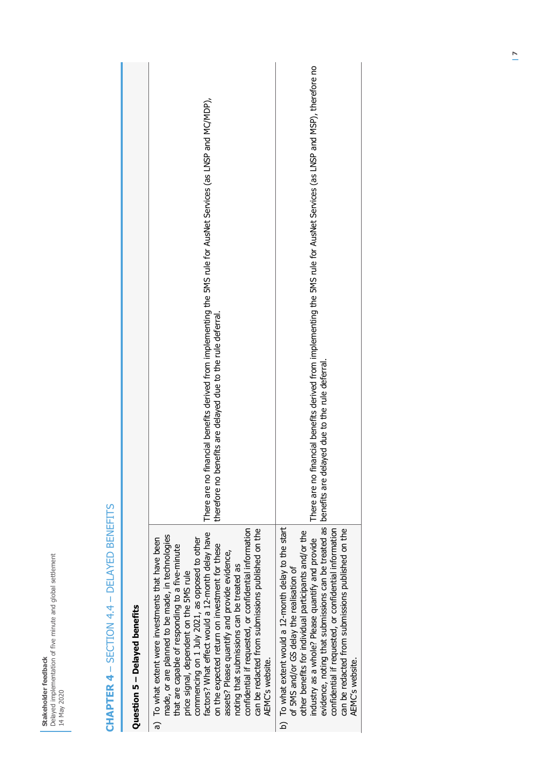## CHAPTER 4 – SECTION 4.4 – DELAYED BENEFITS

| Question 5 – Delayed benefits | |
|---|---|
| a) To what extent were investments that have been made, or are planned to be made, in technologies that are capable of responding to a five-minute price signal, dependent on the 5MS rule commencing on 1 July 2021, as opposed to other factors? What effect would a 12-month delay have on the expected return on investment for these assets? Please quantify and provide evidence, noting that submissions can be treated as confidential if requested, or confidential information can be redacted from submissions published on the AEMC's website. | There are no financial benefits derived from implementing the 5MS rule for AusNet Services (as LNSP and MC/MDP), therefore no benefits are delayed due to the rule deferral. |
| b) To what extent would a 12-month delay to the start of 5MS and/or GS delay the realisation of other benefits for individual participants and/or the industry as a whole? Please quantify and provide evidence, noting that submissions can be treated as confidential if requested, or confidential information can be redacted from submissions published on the AEMC's website. | There are no financial benefits derived from implementing the 5MS rule for AusNet Services (as LNSP and MSP), therefore no benefits are delayed due to the rule deferral. |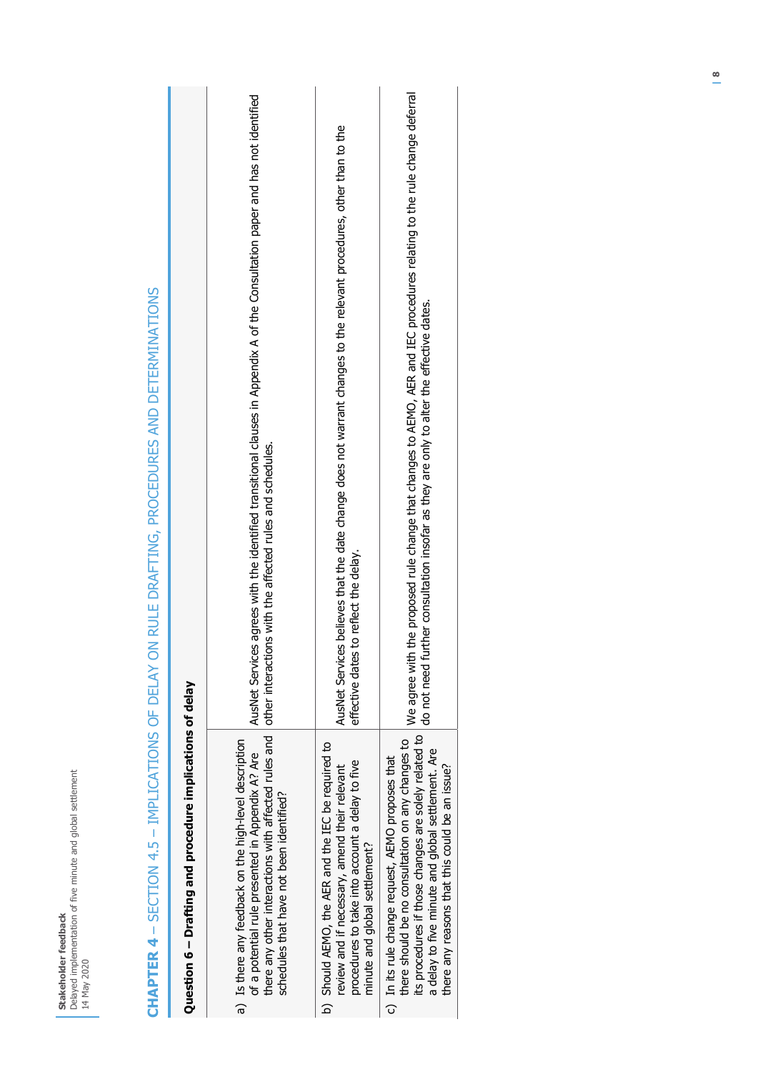# CHAPTER 4 – SECTION 4.5 – IMPLICATIONS OF DELAY ON RULE DRAFTING, PROCEDURES AND DETERMINATIONS

| **Question 6 – Drafting and procedure implications of delay** | |
|---|---|
| a) Is there any feedback on the high-level description of a potential rule presented in Appendix A? Are there any other interactions with affected rules and schedules that have not been identified? | AusNet Services agrees with the identified transitional clauses in Appendix A of the Consultation paper and has not identified other interactions with the affected rules and schedules. |
| b) Should AEMO, the AER and the IEC be required to review and if necessary, amend their relevant procedures to take into account a delay to five minute and global settlement? | AusNet Services believes that the date change does not warrant changes to the relevant procedures, other than to the effective dates to reflect the delay. |
| c) In its rule change request, AEMO proposes that there should be no consultation on any changes to its procedures if those changes are solely related to a delay to five minute and global settlement. Are there any reasons that this could be an issue? | We agree with the proposed rule change that changes to AEMO, AER and IEC procedures relating to the rule change deferral do not need further consultation insofar as they are only to alter the effective dates. |